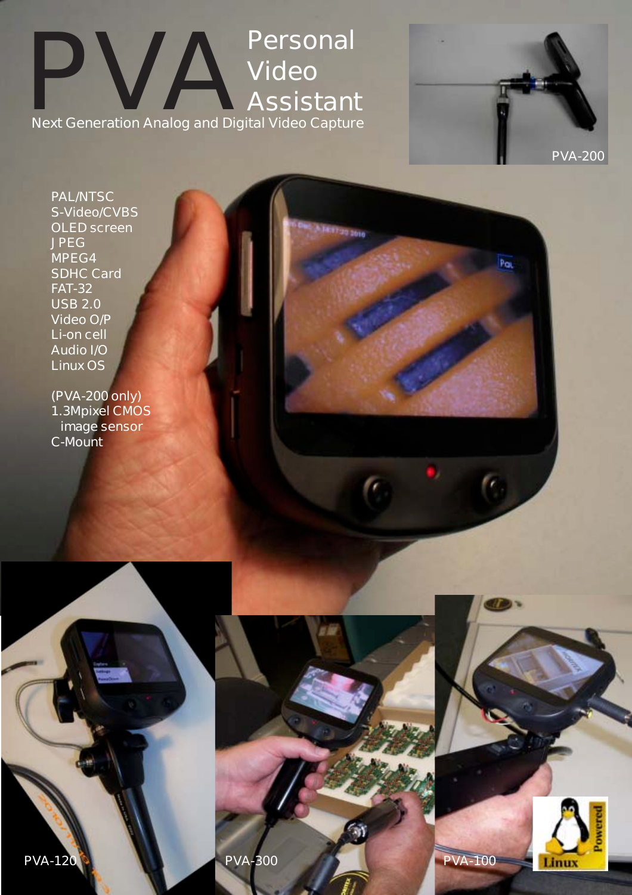# PVA Personal Video Assistant

Next Generation Analog and Digital Video Capture

PVA-200

- PAL/NTSC
- S-Video/CVBS
- OLED screen
- JPEG
- MPEG4
- SDHC Card
- FAT-32
- USB 2.0
- Video O/P
- Li-on cell
- Audio I/O
- Linux OS

(PVA-200 only)

- 1.3Mpixel CMOS image sensor
- C-Mount

PVA-120

PVA-300

PVA-100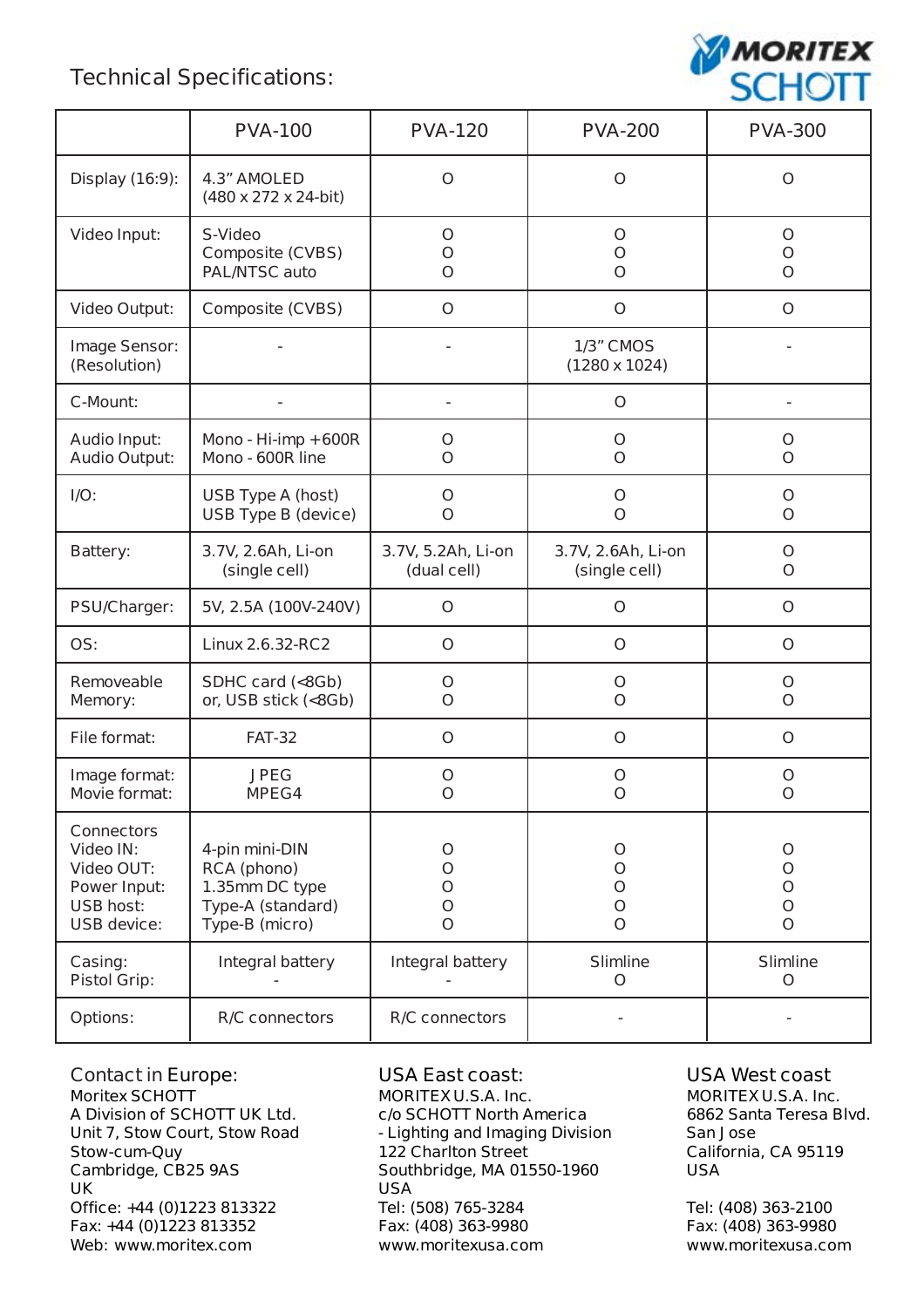## Technical Specifications:

MORITEX SCHOTT

| | PVA-100 | PVA-120 | PVA-200 | PVA-300 |
|---|---|---|---|---|
| Display (16:9): | 4.3" AMOLED (480 x 272 x 24-bit) | O | O | O |
| Video Input: | S-Video<br>Composite (CVBS)<br>PAL/NTSC auto | O<br>O<br>O | O<br>O<br>O | O<br>O<br>O |
| Video Output: | Composite (CVBS) | O | O | O |
| Image Sensor: (Resolution) | - | - | 1/3" CMOS (1280 x 1024) | - |
| C-Mount: | - | - | O | - |
| Audio Input:<br>Audio Output: | Mono - Hi-imp +600R<br>Mono - 600R line | O<br>O | O<br>O | O<br>O |
| I/O: | USB Type A (host)<br>USB Type B (device) | O<br>O | O<br>O | O<br>O |
| Battery: | 3.7V, 2.6Ah, Li-on (single cell) | 3.7V, 5.2Ah, Li-on (dual cell) | 3.7V, 2.6Ah, Li-on (single cell) | O<br>O |
| PSU/Charger: | 5V, 2.5A (100V-240V) | O | O | O |
| OS: | Linux 2.6.32-RC2 | O | O | O |
| Removeable Memory: | SDHC card (<8Gb)<br>or, USB stick (<8Gb) | O<br>O | O<br>O | O<br>O |
| File format: | FAT-32 | O | O | O |
| Image format:<br>Movie format: | JPEG<br>MPEG4 | O<br>O | O<br>O | O<br>O |
| Connectors<br>Video IN:<br>Video OUT:<br>Power Input:<br>USB host:<br>USB device: | <br>4-pin mini-DIN<br>RCA (phono)<br>1.35mm DC type<br>Type-A (standard)<br>Type-B (micro) | <br>O<br>O<br>O<br>O<br>O | <br>O<br>O<br>O<br>O<br>O | <br>O<br>O<br>O<br>O<br>O |
| Casing:<br>Pistol Grip: | Integral battery<br>- | Integral battery<br>- | Slimline<br>O | Slimline<br>O |
| Options: | R/C connectors | R/C connectors | - | - |

**Contact in Europe:**
Moritex SCHOTT
A Division of SCHOTT UK Ltd.
Unit 7, Stow Court, Stow Road
Stow-cum-Quy
Cambridge, CB25 9AS
UK
Office: +44 (0)1223 813322
Fax: +44 (0)1223 813352
Web: www.moritex.com

**USA East coast:**
MORITEX U.S.A. Inc.
c/o SCHOTT North America
- Lighting and Imaging Division
122 Charlton Street
Southbridge, MA 01550-1960
USA
Tel: (508) 765-3284
Fax: (408) 363-9980
www.moritexusa.com

**USA West coast**
MORITEX U.S.A. Inc.
6862 Santa Teresa Blvd.
San Jose
California, CA 95119
USA

Tel: (408) 363-2100
Fax: (408) 363-9980
www.moritexusa.com